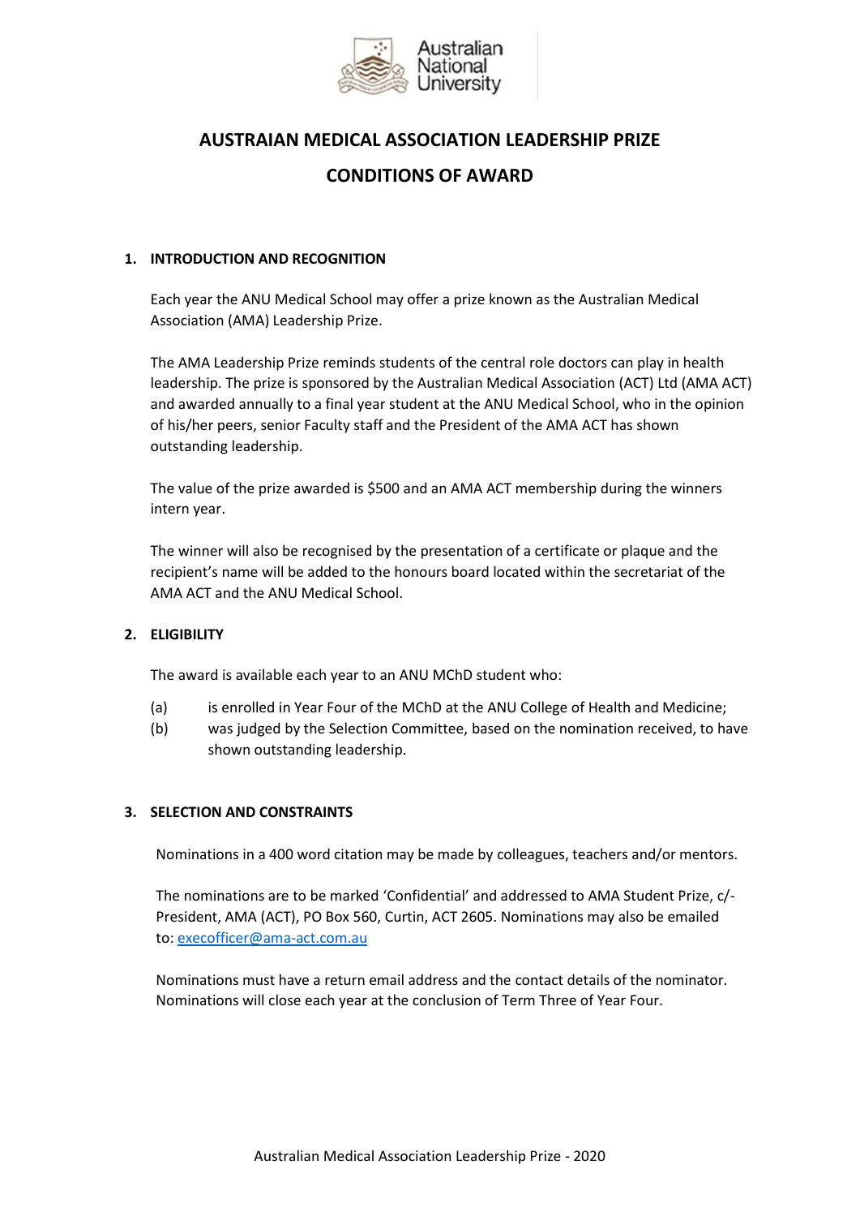# AUSTRAIAN MEDICAL ASSOCIATION LEADERSHIP PRIZE

# CONDITIONS OF AWARD

## 1. INTRODUCTION AND RECOGNITION

Each year the ANU Medical School may offer a prize known as the Australian Medical Association (AMA) Leadership Prize.

The AMA Leadership Prize reminds students of the central role doctors can play in health leadership. The prize is sponsored by the Australian Medical Association (ACT) Ltd (AMA ACT) and awarded annually to a final year student at the ANU Medical School, who in the opinion of his/her peers, senior Faculty staff and the President of the AMA ACT has shown outstanding leadership.

The value of the prize awarded is $500 and an AMA ACT membership during the winners intern year.

The winner will also be recognised by the presentation of a certificate or plaque and the recipient's name will be added to the honours board located within the secretariat of the AMA ACT and the ANU Medical School.

## 2. ELIGIBILITY

The award is available each year to an ANU MChD student who:

(a) is enrolled in Year Four of the MChD at the ANU College of Health and Medicine;

(b) was judged by the Selection Committee, based on the nomination received, to have shown outstanding leadership.

## 3. SELECTION AND CONSTRAINTS

Nominations in a 400 word citation may be made by colleagues, teachers and/or mentors.

The nominations are to be marked 'Confidential' and addressed to AMA Student Prize, c/- President, AMA (ACT), PO Box 560, Curtin, ACT 2605. Nominations may also be emailed to: execofficer@ama-act.com.au

Nominations must have a return email address and the contact details of the nominator. Nominations will close each year at the conclusion of Term Three of Year Four.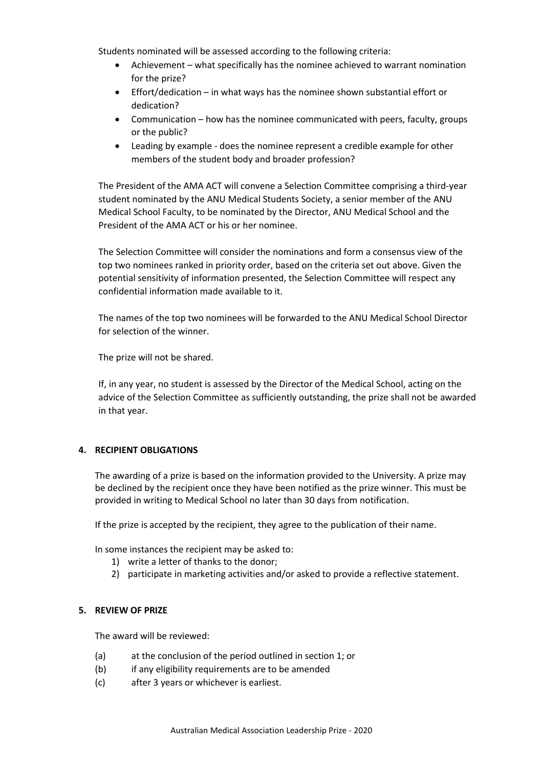Students nominated will be assessed according to the following criteria:

- Achievement – what specifically has the nominee achieved to warrant nomination for the prize?
- Effort/dedication – in what ways has the nominee shown substantial effort or dedication?
- Communication – how has the nominee communicated with peers, faculty, groups or the public?
- Leading by example - does the nominee represent a credible example for other members of the student body and broader profession?

The President of the AMA ACT will convene a Selection Committee comprising a third-year student nominated by the ANU Medical Students Society, a senior member of the ANU Medical School Faculty, to be nominated by the Director, ANU Medical School and the President of the AMA ACT or his or her nominee.

The Selection Committee will consider the nominations and form a consensus view of the top two nominees ranked in priority order, based on the criteria set out above. Given the potential sensitivity of information presented, the Selection Committee will respect any confidential information made available to it.

The names of the top two nominees will be forwarded to the ANU Medical School Director for selection of the winner.

The prize will not be shared.

If, in any year, no student is assessed by the Director of the Medical School, acting on the advice of the Selection Committee as sufficiently outstanding, the prize shall not be awarded in that year.

## 4. RECIPIENT OBLIGATIONS

The awarding of a prize is based on the information provided to the University. A prize may be declined by the recipient once they have been notified as the prize winner. This must be provided in writing to Medical School no later than 30 days from notification.

If the prize is accepted by the recipient, they agree to the publication of their name.

In some instances the recipient may be asked to:

1) write a letter of thanks to the donor;
2) participate in marketing activities and/or asked to provide a reflective statement.

## 5. REVIEW OF PRIZE

The award will be reviewed:

(a) at the conclusion of the period outlined in section 1; or
(b) if any eligibility requirements are to be amended
(c) after 3 years or whichever is earliest.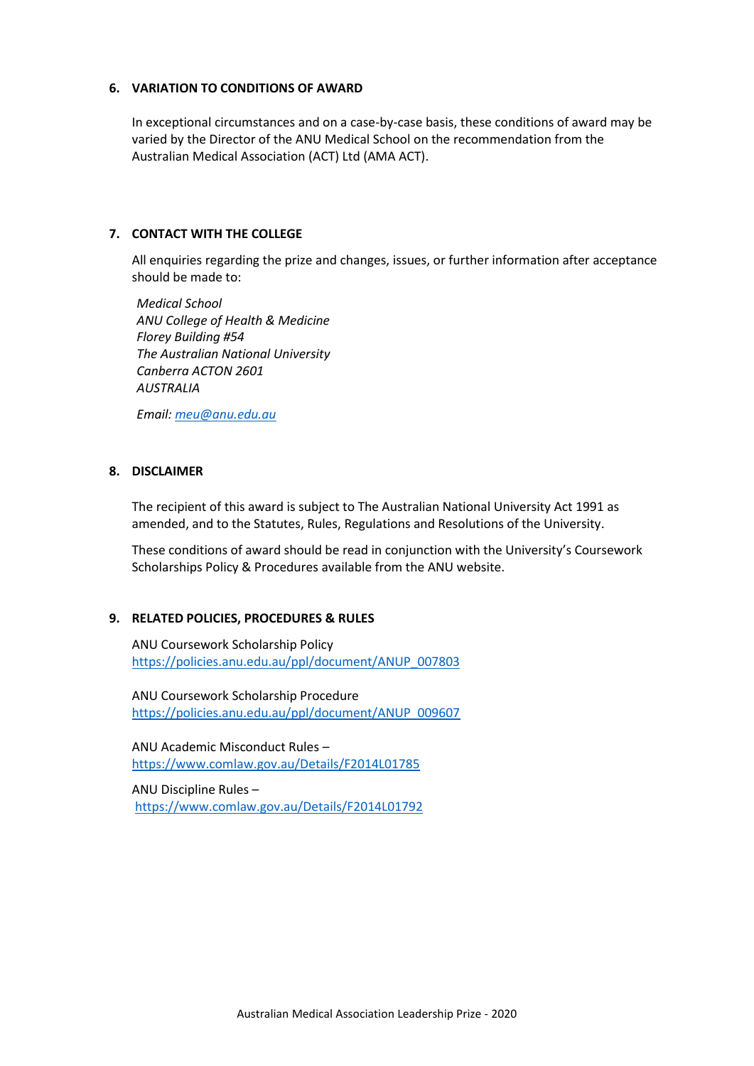## 6. VARIATION TO CONDITIONS OF AWARD

In exceptional circumstances and on a case-by-case basis, these conditions of award may be varied by the Director of the ANU Medical School on the recommendation from the Australian Medical Association (ACT) Ltd (AMA ACT).

## 7. CONTACT WITH THE COLLEGE

All enquiries regarding the prize and changes, issues, or further information after acceptance should be made to:

*Medical School*
*ANU College of Health & Medicine*
*Florey Building #54*
*The Australian National University*
*Canberra ACTON 2601*
*AUSTRALIA*

*Email: meu@anu.edu.au*

## 8. DISCLAIMER

The recipient of this award is subject to The Australian National University Act 1991 as amended, and to the Statutes, Rules, Regulations and Resolutions of the University.

These conditions of award should be read in conjunction with the University's Coursework Scholarships Policy & Procedures available from the ANU website.

## 9. RELATED POLICIES, PROCEDURES & RULES

ANU Coursework Scholarship Policy
https://policies.anu.edu.au/ppl/document/ANUP_007803

ANU Coursework Scholarship Procedure
https://policies.anu.edu.au/ppl/document/ANUP_009607

ANU Academic Misconduct Rules –
https://www.comlaw.gov.au/Details/F2014L01785

ANU Discipline Rules –
https://www.comlaw.gov.au/Details/F2014L01792